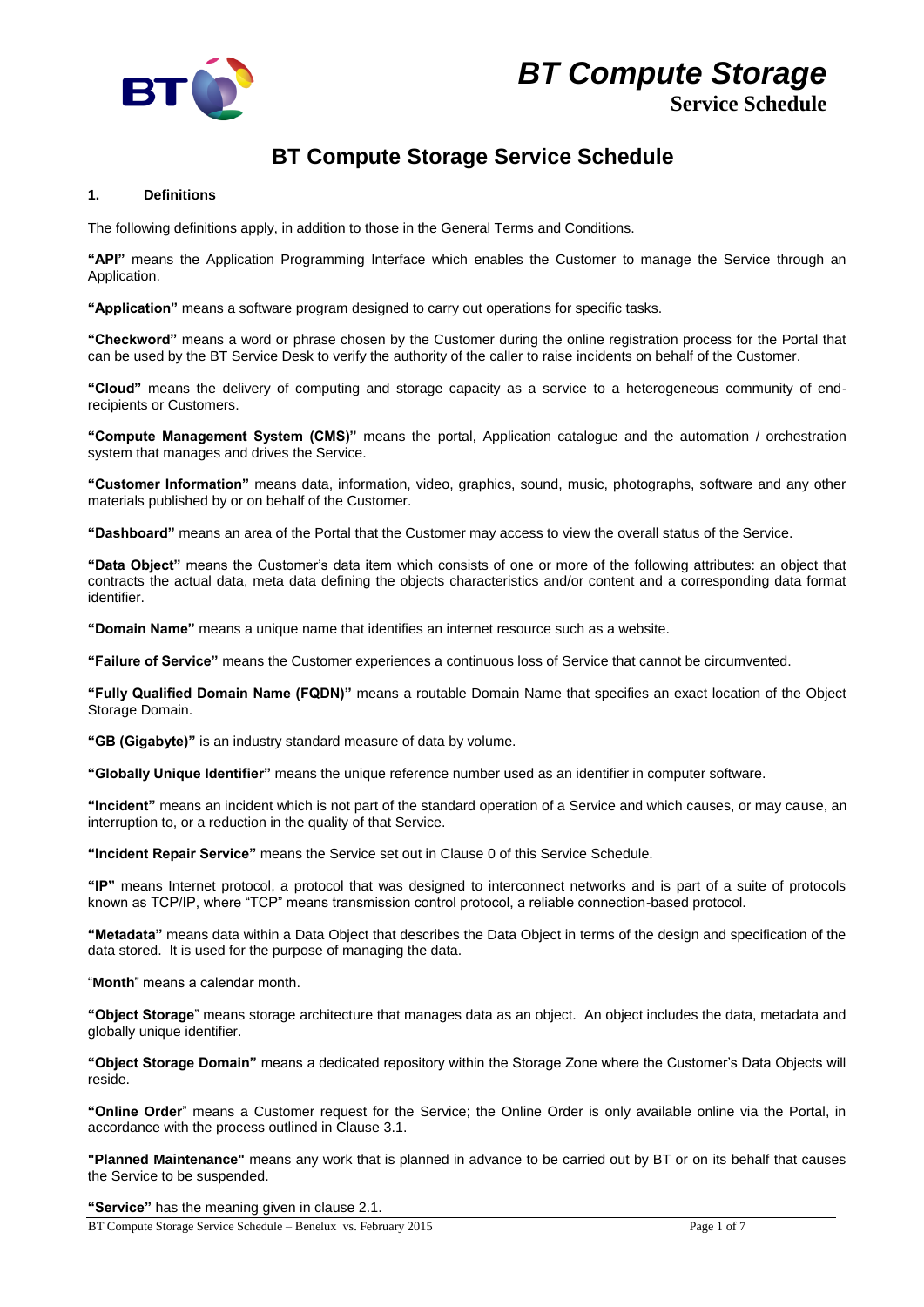# BT Compute Storage Service Schedule

## 1. Definitions

The following definitions apply, in addition to those in the General Terms and Conditions.

**"API"** means the Application Programming Interface which enables the Customer to manage the Service through an Application.

**"Application"** means a software program designed to carry out operations for specific tasks.

**"Checkword"** means a word or phrase chosen by the Customer during the online registration process for the Portal that can be used by the BT Service Desk to verify the authority of the caller to raise incidents on behalf of the Customer.

**"Cloud"** means the delivery of computing and storage capacity as a service to a heterogeneous community of end-recipients or Customers.

**"Compute Management System (CMS)"** means the portal, Application catalogue and the automation / orchestration system that manages and drives the Service.

**"Customer Information"** means data, information, video, graphics, sound, music, photographs, software and any other materials published by or on behalf of the Customer.

**"Dashboard"** means an area of the Portal that the Customer may access to view the overall status of the Service.

**"Data Object"** means the Customer's data item which consists of one or more of the following attributes: an object that contracts the actual data, meta data defining the objects characteristics and/or content and a corresponding data format identifier.

**"Domain Name"** means a unique name that identifies an internet resource such as a website.

**"Failure of Service"** means the Customer experiences a continuous loss of Service that cannot be circumvented.

**"Fully Qualified Domain Name (FQDN)"** means a routable Domain Name that specifies an exact location of the Object Storage Domain.

**"GB (Gigabyte)"** is an industry standard measure of data by volume.

**"Globally Unique Identifier"** means the unique reference number used as an identifier in computer software.

**"Incident"** means an incident which is not part of the standard operation of a Service and which causes, or may cause, an interruption to, or a reduction in the quality of that Service.

**"Incident Repair Service"** means the Service set out in Clause 0 of this Service Schedule.

**"IP"** means Internet protocol, a protocol that was designed to interconnect networks and is part of a suite of protocols known as TCP/IP, where "TCP" means transmission control protocol, a reliable connection-based protocol.

**"Metadata"** means data within a Data Object that describes the Data Object in terms of the design and specification of the data stored. It is used for the purpose of managing the data.

"**Month**" means a calendar month.

**"Object Storage"** means storage architecture that manages data as an object. An object includes the data, metadata and globally unique identifier.

**"Object Storage Domain"** means a dedicated repository within the Storage Zone where the Customer's Data Objects will reside.

**"Online Order"** means a Customer request for the Service; the Online Order is only available online via the Portal, in accordance with the process outlined in Clause 3.1.

**"Planned Maintenance"** means any work that is planned in advance to be carried out by BT or on its behalf that causes the Service to be suspended.

**"Service"** has the meaning given in clause 2.1.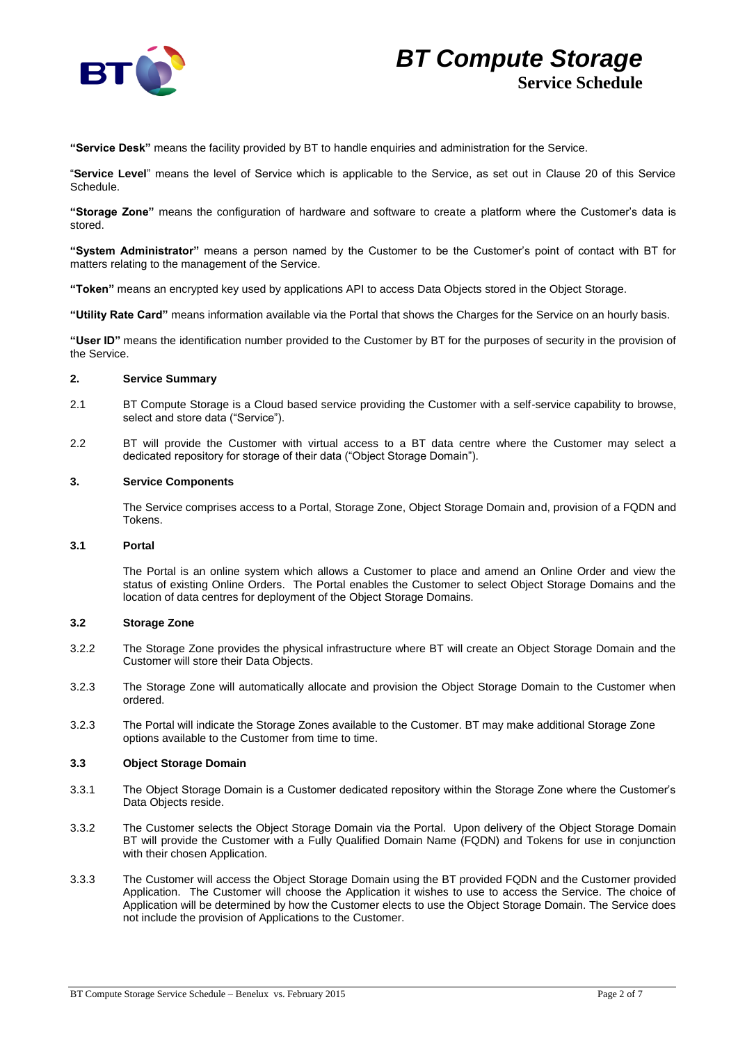**"Service Desk"** means the facility provided by BT to handle enquiries and administration for the Service.

"**Service Level**" means the level of Service which is applicable to the Service, as set out in Clause 20 of this Service Schedule.

**"Storage Zone"** means the configuration of hardware and software to create a platform where the Customer's data is stored.

**"System Administrator"** means a person named by the Customer to be the Customer's point of contact with BT for matters relating to the management of the Service.

**"Token"** means an encrypted key used by applications API to access Data Objects stored in the Object Storage.

**"Utility Rate Card"** means information available via the Portal that shows the Charges for the Service on an hourly basis.

**"User ID"** means the identification number provided to the Customer by BT for the purposes of security in the provision of the Service.

## 2. Service Summary

2.1 BT Compute Storage is a Cloud based service providing the Customer with a self-service capability to browse, select and store data ("Service").

2.2 BT will provide the Customer with virtual access to a BT data centre where the Customer may select a dedicated repository for storage of their data ("Object Storage Domain").

## 3. Service Components

The Service comprises access to a Portal, Storage Zone, Object Storage Domain and, provision of a FQDN and Tokens.

### 3.1 Portal

The Portal is an online system which allows a Customer to place and amend an Online Order and view the status of existing Online Orders. The Portal enables the Customer to select Object Storage Domains and the location of data centres for deployment of the Object Storage Domains.

### 3.2 Storage Zone

3.2.2 The Storage Zone provides the physical infrastructure where BT will create an Object Storage Domain and the Customer will store their Data Objects.

3.2.3 The Storage Zone will automatically allocate and provision the Object Storage Domain to the Customer when ordered.

3.2.3 The Portal will indicate the Storage Zones available to the Customer. BT may make additional Storage Zone options available to the Customer from time to time.

### 3.3 Object Storage Domain

3.3.1 The Object Storage Domain is a Customer dedicated repository within the Storage Zone where the Customer's Data Objects reside.

3.3.2 The Customer selects the Object Storage Domain via the Portal. Upon delivery of the Object Storage Domain BT will provide the Customer with a Fully Qualified Domain Name (FQDN) and Tokens for use in conjunction with their chosen Application.

3.3.3 The Customer will access the Object Storage Domain using the BT provided FQDN and the Customer provided Application. The Customer will choose the Application it wishes to use to access the Service. The choice of Application will be determined by how the Customer elects to use the Object Storage Domain. The Service does not include the provision of Applications to the Customer.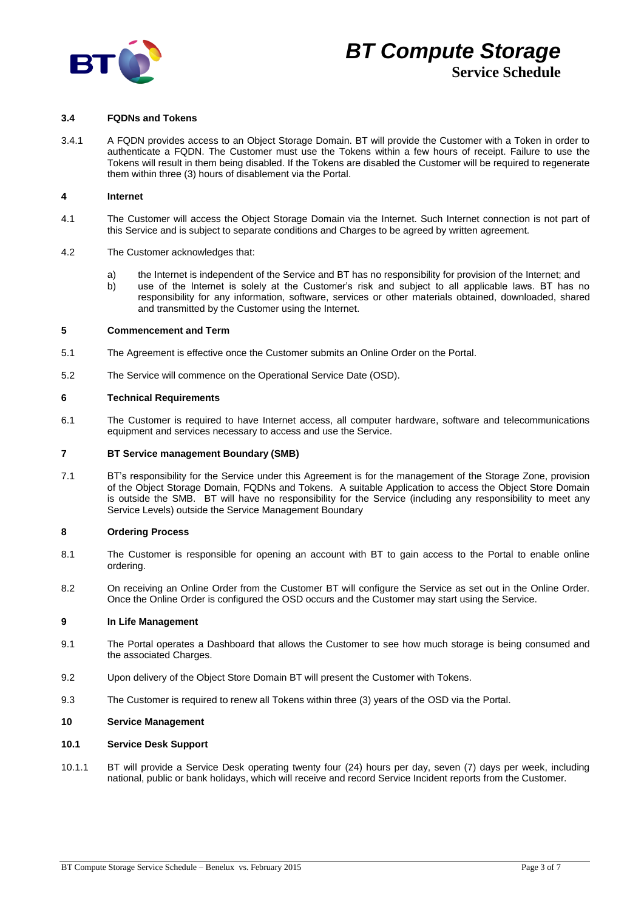### 3.4 FQDNs and Tokens

3.4.1 A FQDN provides access to an Object Storage Domain. BT will provide the Customer with a Token in order to authenticate a FQDN. The Customer must use the Tokens within a few hours of receipt. Failure to use the Tokens will result in them being disabled. If the Tokens are disabled the Customer will be required to regenerate them within three (3) hours of disablement via the Portal.

## 4 Internet

4.1 The Customer will access the Object Storage Domain via the Internet. Such Internet connection is not part of this Service and is subject to separate conditions and Charges to be agreed by written agreement.

4.2 The Customer acknowledges that:

a) the Internet is independent of the Service and BT has no responsibility for provision of the Internet; and
b) use of the Internet is solely at the Customer's risk and subject to all applicable laws. BT has no responsibility for any information, software, services or other materials obtained, downloaded, shared and transmitted by the Customer using the Internet.

## 5 Commencement and Term

5.1 The Agreement is effective once the Customer submits an Online Order on the Portal.

5.2 The Service will commence on the Operational Service Date (OSD).

## 6 Technical Requirements

6.1 The Customer is required to have Internet access, all computer hardware, software and telecommunications equipment and services necessary to access and use the Service.

## 7 BT Service management Boundary (SMB)

7.1 BT's responsibility for the Service under this Agreement is for the management of the Storage Zone, provision of the Object Storage Domain, FQDNs and Tokens. A suitable Application to access the Object Store Domain is outside the SMB. BT will have no responsibility for the Service (including any responsibility to meet any Service Levels) outside the Service Management Boundary

## 8 Ordering Process

8.1 The Customer is responsible for opening an account with BT to gain access to the Portal to enable online ordering.

8.2 On receiving an Online Order from the Customer BT will configure the Service as set out in the Online Order. Once the Online Order is configured the OSD occurs and the Customer may start using the Service.

## 9 In Life Management

9.1 The Portal operates a Dashboard that allows the Customer to see how much storage is being consumed and the associated Charges.

9.2 Upon delivery of the Object Store Domain BT will present the Customer with Tokens.

9.3 The Customer is required to renew all Tokens within three (3) years of the OSD via the Portal.

## 10 Service Management

### 10.1 Service Desk Support

10.1.1 BT will provide a Service Desk operating twenty four (24) hours per day, seven (7) days per week, including national, public or bank holidays, which will receive and record Service Incident reports from the Customer.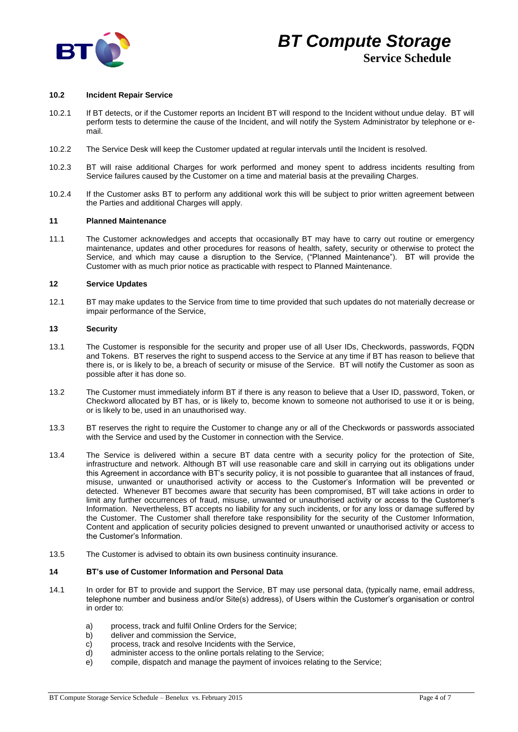### 10.2 Incident Repair Service

10.2.1 If BT detects, or if the Customer reports an Incident BT will respond to the Incident without undue delay. BT will perform tests to determine the cause of the Incident, and will notify the System Administrator by telephone or e-mail.

10.2.2 The Service Desk will keep the Customer updated at regular intervals until the Incident is resolved.

10.2.3 BT will raise additional Charges for work performed and money spent to address incidents resulting from Service failures caused by the Customer on a time and material basis at the prevailing Charges.

10.2.4 If the Customer asks BT to perform any additional work this will be subject to prior written agreement between the Parties and additional Charges will apply.

## 11 Planned Maintenance

11.1 The Customer acknowledges and accepts that occasionally BT may have to carry out routine or emergency maintenance, updates and other procedures for reasons of health, safety, security or otherwise to protect the Service, and which may cause a disruption to the Service, ("Planned Maintenance"). BT will provide the Customer with as much prior notice as practicable with respect to Planned Maintenance.

## 12 Service Updates

12.1 BT may make updates to the Service from time to time provided that such updates do not materially decrease or impair performance of the Service,

## 13 Security

13.1 The Customer is responsible for the security and proper use of all User IDs, Checkwords, passwords, FQDN and Tokens. BT reserves the right to suspend access to the Service at any time if BT has reason to believe that there is, or is likely to be, a breach of security or misuse of the Service. BT will notify the Customer as soon as possible after it has done so.

13.2 The Customer must immediately inform BT if there is any reason to believe that a User ID, password, Token, or Checkword allocated by BT has, or is likely to, become known to someone not authorised to use it or is being, or is likely to be, used in an unauthorised way.

13.3 BT reserves the right to require the Customer to change any or all of the Checkwords or passwords associated with the Service and used by the Customer in connection with the Service.

13.4 The Service is delivered within a secure BT data centre with a security policy for the protection of Site, infrastructure and network. Although BT will use reasonable care and skill in carrying out its obligations under this Agreement in accordance with BT's security policy, it is not possible to guarantee that all instances of fraud, misuse, unwanted or unauthorised activity or access to the Customer's Information will be prevented or detected. Whenever BT becomes aware that security has been compromised, BT will take actions in order to limit any further occurrences of fraud, misuse, unwanted or unauthorised activity or access to the Customer's Information. Nevertheless, BT accepts no liability for any such incidents, or for any loss or damage suffered by the Customer. The Customer shall therefore take responsibility for the security of the Customer Information, Content and application of security policies designed to prevent unwanted or unauthorised activity or access to the Customer's Information.

13.5 The Customer is advised to obtain its own business continuity insurance.

## 14 BT's use of Customer Information and Personal Data

14.1 In order for BT to provide and support the Service, BT may use personal data, (typically name, email address, telephone number and business and/or Site(s) address), of Users within the Customer's organisation or control in order to:

a) process, track and fulfil Online Orders for the Service;
b) deliver and commission the Service,
c) process, track and resolve Incidents with the Service,
d) administer access to the online portals relating to the Service;
e) compile, dispatch and manage the payment of invoices relating to the Service;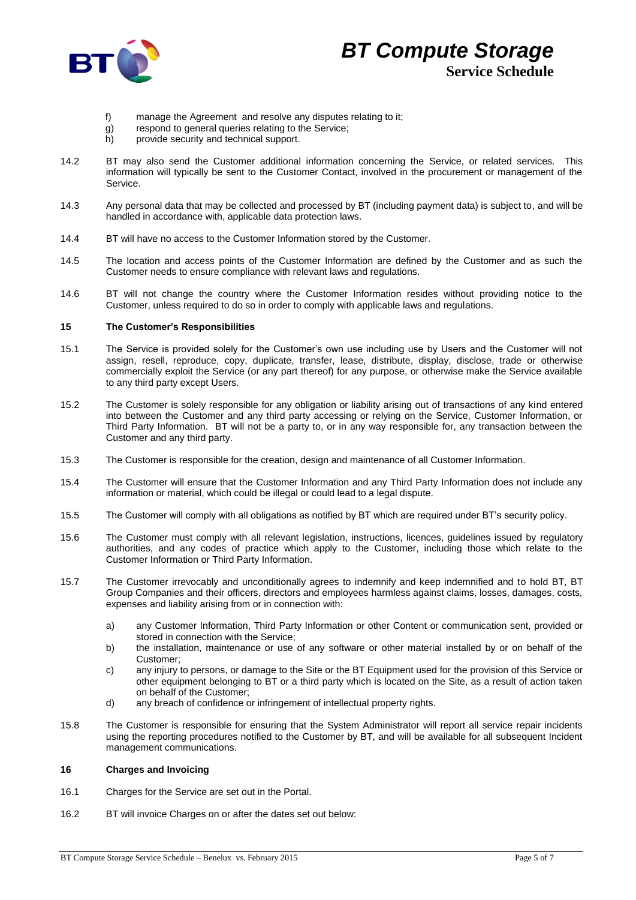f) manage the Agreement and resolve any disputes relating to it;
g) respond to general queries relating to the Service;
h) provide security and technical support.

14.2 BT may also send the Customer additional information concerning the Service, or related services. This information will typically be sent to the Customer Contact, involved in the procurement or management of the Service.

14.3 Any personal data that may be collected and processed by BT (including payment data) is subject to, and will be handled in accordance with, applicable data protection laws.

14.4 BT will have no access to the Customer Information stored by the Customer.

14.5 The location and access points of the Customer Information are defined by the Customer and as such the Customer needs to ensure compliance with relevant laws and regulations.

14.6 BT will not change the country where the Customer Information resides without providing notice to the Customer, unless required to do so in order to comply with applicable laws and regulations.

## 15 The Customer's Responsibilities

15.1 The Service is provided solely for the Customer's own use including use by Users and the Customer will not assign, resell, reproduce, copy, duplicate, transfer, lease, distribute, display, disclose, trade or otherwise commercially exploit the Service (or any part thereof) for any purpose, or otherwise make the Service available to any third party except Users.

15.2 The Customer is solely responsible for any obligation or liability arising out of transactions of any kind entered into between the Customer and any third party accessing or relying on the Service, Customer Information, or Third Party Information. BT will not be a party to, or in any way responsible for, any transaction between the Customer and any third party.

15.3 The Customer is responsible for the creation, design and maintenance of all Customer Information.

15.4 The Customer will ensure that the Customer Information and any Third Party Information does not include any information or material, which could be illegal or could lead to a legal dispute.

15.5 The Customer will comply with all obligations as notified by BT which are required under BT's security policy.

15.6 The Customer must comply with all relevant legislation, instructions, licences, guidelines issued by regulatory authorities, and any codes of practice which apply to the Customer, including those which relate to the Customer Information or Third Party Information.

15.7 The Customer irrevocably and unconditionally agrees to indemnify and keep indemnified and to hold BT, BT Group Companies and their officers, directors and employees harmless against claims, losses, damages, costs, expenses and liability arising from or in connection with:

a) any Customer Information, Third Party Information or other Content or communication sent, provided or stored in connection with the Service;
b) the installation, maintenance or use of any software or other material installed by or on behalf of the Customer;
c) any injury to persons, or damage to the Site or the BT Equipment used for the provision of this Service or other equipment belonging to BT or a third party which is located on the Site, as a result of action taken on behalf of the Customer;
d) any breach of confidence or infringement of intellectual property rights.

15.8 The Customer is responsible for ensuring that the System Administrator will report all service repair incidents using the reporting procedures notified to the Customer by BT, and will be available for all subsequent Incident management communications.

## 16 Charges and Invoicing

16.1 Charges for the Service are set out in the Portal.

16.2 BT will invoice Charges on or after the dates set out below: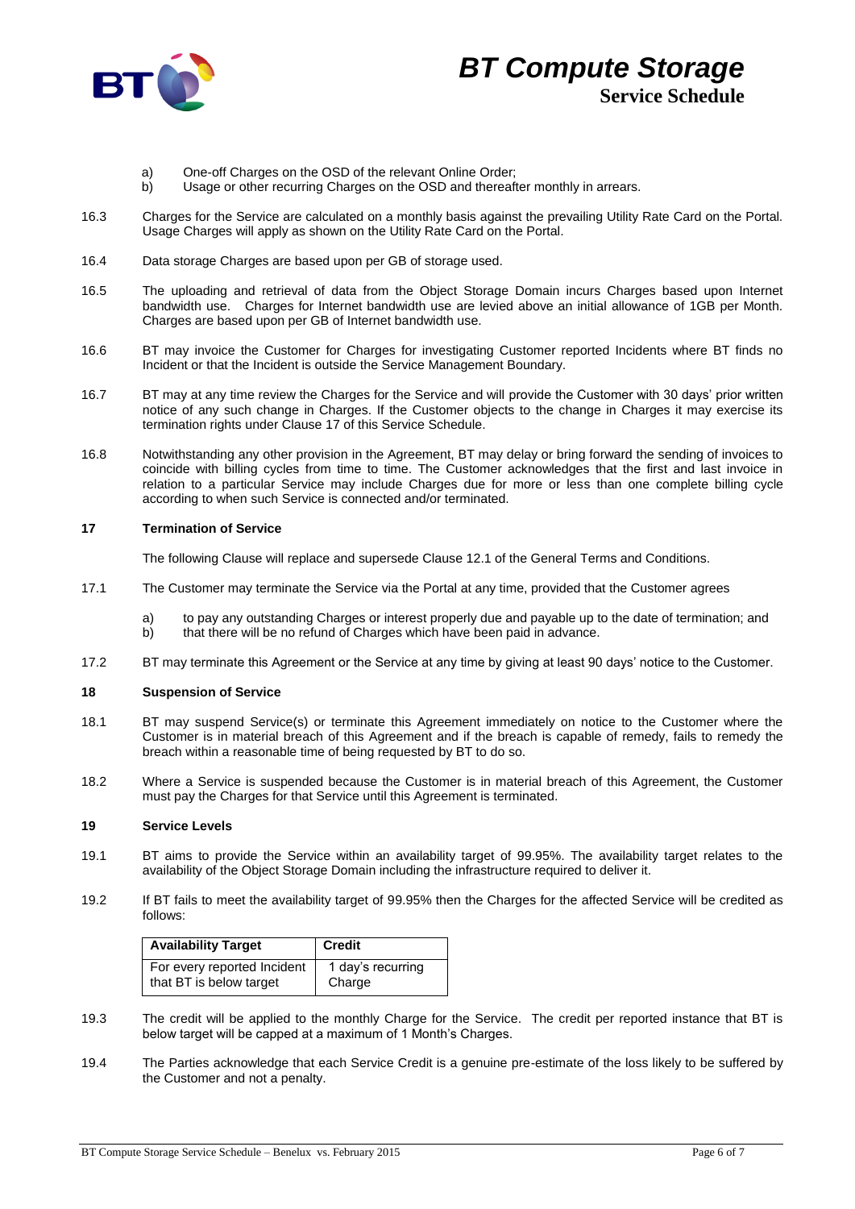a) One-off Charges on the OSD of the relevant Online Order;
b) Usage or other recurring Charges on the OSD and thereafter monthly in arrears.

16.3 Charges for the Service are calculated on a monthly basis against the prevailing Utility Rate Card on the Portal. Usage Charges will apply as shown on the Utility Rate Card on the Portal.

16.4 Data storage Charges are based upon per GB of storage used.

16.5 The uploading and retrieval of data from the Object Storage Domain incurs Charges based upon Internet bandwidth use. Charges for Internet bandwidth use are levied above an initial allowance of 1GB per Month. Charges are based upon per GB of Internet bandwidth use.

16.6 BT may invoice the Customer for Charges for investigating Customer reported Incidents where BT finds no Incident or that the Incident is outside the Service Management Boundary.

16.7 BT may at any time review the Charges for the Service and will provide the Customer with 30 days' prior written notice of any such change in Charges. If the Customer objects to the change in Charges it may exercise its termination rights under Clause 17 of this Service Schedule.

16.8 Notwithstanding any other provision in the Agreement, BT may delay or bring forward the sending of invoices to coincide with billing cycles from time to time. The Customer acknowledges that the first and last invoice in relation to a particular Service may include Charges due for more or less than one complete billing cycle according to when such Service is connected and/or terminated.

## 17 Termination of Service

The following Clause will replace and supersede Clause 12.1 of the General Terms and Conditions.

17.1 The Customer may terminate the Service via the Portal at any time, provided that the Customer agrees

a) to pay any outstanding Charges or interest properly due and payable up to the date of termination; and
b) that there will be no refund of Charges which have been paid in advance.

17.2 BT may terminate this Agreement or the Service at any time by giving at least 90 days' notice to the Customer.

## 18 Suspension of Service

18.1 BT may suspend Service(s) or terminate this Agreement immediately on notice to the Customer where the Customer is in material breach of this Agreement and if the breach is capable of remedy, fails to remedy the breach within a reasonable time of being requested by BT to do so.

18.2 Where a Service is suspended because the Customer is in material breach of this Agreement, the Customer must pay the Charges for that Service until this Agreement is terminated.

## 19 Service Levels

19.1 BT aims to provide the Service within an availability target of 99.95%. The availability target relates to the availability of the Object Storage Domain including the infrastructure required to deliver it.

19.2 If BT fails to meet the availability target of 99.95% then the Charges for the affected Service will be credited as follows:

| Availability Target | Credit |
|---|---|
| For every reported Incident that BT is below target | 1 day's recurring Charge |

19.3 The credit will be applied to the monthly Charge for the Service. The credit per reported instance that BT is below target will be capped at a maximum of 1 Month's Charges.

19.4 The Parties acknowledge that each Service Credit is a genuine pre-estimate of the loss likely to be suffered by the Customer and not a penalty.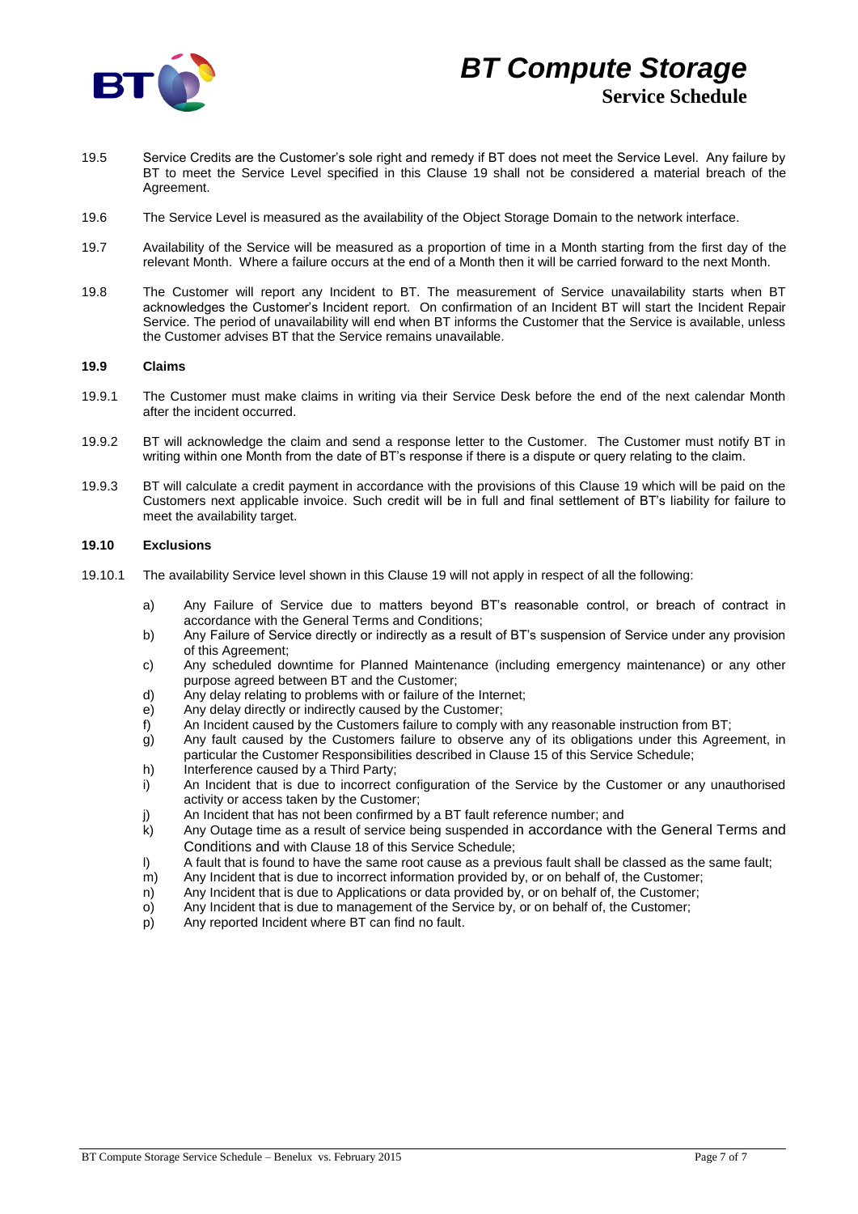19.5 Service Credits are the Customer's sole right and remedy if BT does not meet the Service Level. Any failure by BT to meet the Service Level specified in this Clause 19 shall not be considered a material breach of the Agreement.

19.6 The Service Level is measured as the availability of the Object Storage Domain to the network interface.

19.7 Availability of the Service will be measured as a proportion of time in a Month starting from the first day of the relevant Month. Where a failure occurs at the end of a Month then it will be carried forward to the next Month.

19.8 The Customer will report any Incident to BT. The measurement of Service unavailability starts when BT acknowledges the Customer's Incident report. On confirmation of an Incident BT will start the Incident Repair Service. The period of unavailability will end when BT informs the Customer that the Service is available, unless the Customer advises BT that the Service remains unavailable.

**19.9 Claims**

19.9.1 The Customer must make claims in writing via their Service Desk before the end of the next calendar Month after the incident occurred.

19.9.2 BT will acknowledge the claim and send a response letter to the Customer. The Customer must notify BT in writing within one Month from the date of BT's response if there is a dispute or query relating to the claim.

19.9.3 BT will calculate a credit payment in accordance with the provisions of this Clause 19 which will be paid on the Customers next applicable invoice. Such credit will be in full and final settlement of BT's liability for failure to meet the availability target.

**19.10 Exclusions**

19.10.1 The availability Service level shown in this Clause 19 will not apply in respect of all the following:

a) Any Failure of Service due to matters beyond BT's reasonable control, or breach of contract in accordance with the General Terms and Conditions;
b) Any Failure of Service directly or indirectly as a result of BT's suspension of Service under any provision of this Agreement;
c) Any scheduled downtime for Planned Maintenance (including emergency maintenance) or any other purpose agreed between BT and the Customer;
d) Any delay relating to problems with or failure of the Internet;
e) Any delay directly or indirectly caused by the Customer;
f) An Incident caused by the Customers failure to comply with any reasonable instruction from BT;
g) Any fault caused by the Customers failure to observe any of its obligations under this Agreement, in particular the Customer Responsibilities described in Clause 15 of this Service Schedule;
h) Interference caused by a Third Party;
i) An Incident that is due to incorrect configuration of the Service by the Customer or any unauthorised activity or access taken by the Customer;
j) An Incident that has not been confirmed by a BT fault reference number; and
k) Any Outage time as a result of service being suspended in accordance with the General Terms and Conditions and with Clause 18 of this Service Schedule;
l) A fault that is found to have the same root cause as a previous fault shall be classed as the same fault;
m) Any Incident that is due to incorrect information provided by, or on behalf of, the Customer;
n) Any Incident that is due to Applications or data provided by, or on behalf of, the Customer;
o) Any Incident that is due to management of the Service by, or on behalf of, the Customer;
p) Any reported Incident where BT can find no fault.